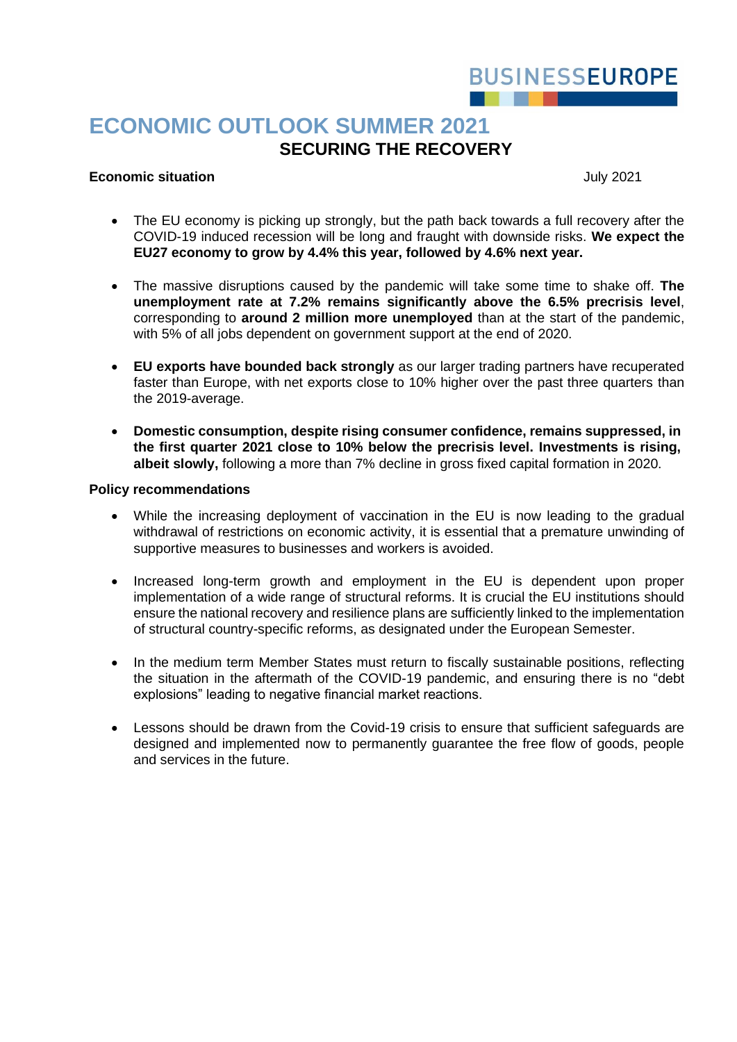BUSINESSEUROPE

# ECONOMIC OUTLOOK SUMMER 2021

## SECURING THE RECOVERY

**Economic situation** July 2021

- The EU economy is picking up strongly, but the path back towards a full recovery after the COVID-19 induced recession will be long and fraught with downside risks. **We expect the EU27 economy to grow by 4.4% this year, followed by 4.6% next year.**

- The massive disruptions caused by the pandemic will take some time to shake off. **The unemployment rate at 7.2% remains significantly above the 6.5% precrisis level**, corresponding to **around 2 million more unemployed** than at the start of the pandemic, with 5% of all jobs dependent on government support at the end of 2020.

- **EU exports have bounded back strongly** as our larger trading partners have recuperated faster than Europe, with net exports close to 10% higher over the past three quarters than the 2019-average.

- **Domestic consumption, despite rising consumer confidence, remains suppressed, in the first quarter 2021 close to 10% below the precrisis level. Investments is rising, albeit slowly,** following a more than 7% decline in gross fixed capital formation in 2020.

**Policy recommendations**

- While the increasing deployment of vaccination in the EU is now leading to the gradual withdrawal of restrictions on economic activity, it is essential that a premature unwinding of supportive measures to businesses and workers is avoided.

- Increased long-term growth and employment in the EU is dependent upon proper implementation of a wide range of structural reforms. It is crucial the EU institutions should ensure the national recovery and resilience plans are sufficiently linked to the implementation of structural country-specific reforms, as designated under the European Semester.

- In the medium term Member States must return to fiscally sustainable positions, reflecting the situation in the aftermath of the COVID-19 pandemic, and ensuring there is no "debt explosions" leading to negative financial market reactions.

- Lessons should be drawn from the Covid-19 crisis to ensure that sufficient safeguards are designed and implemented now to permanently guarantee the free flow of goods, people and services in the future.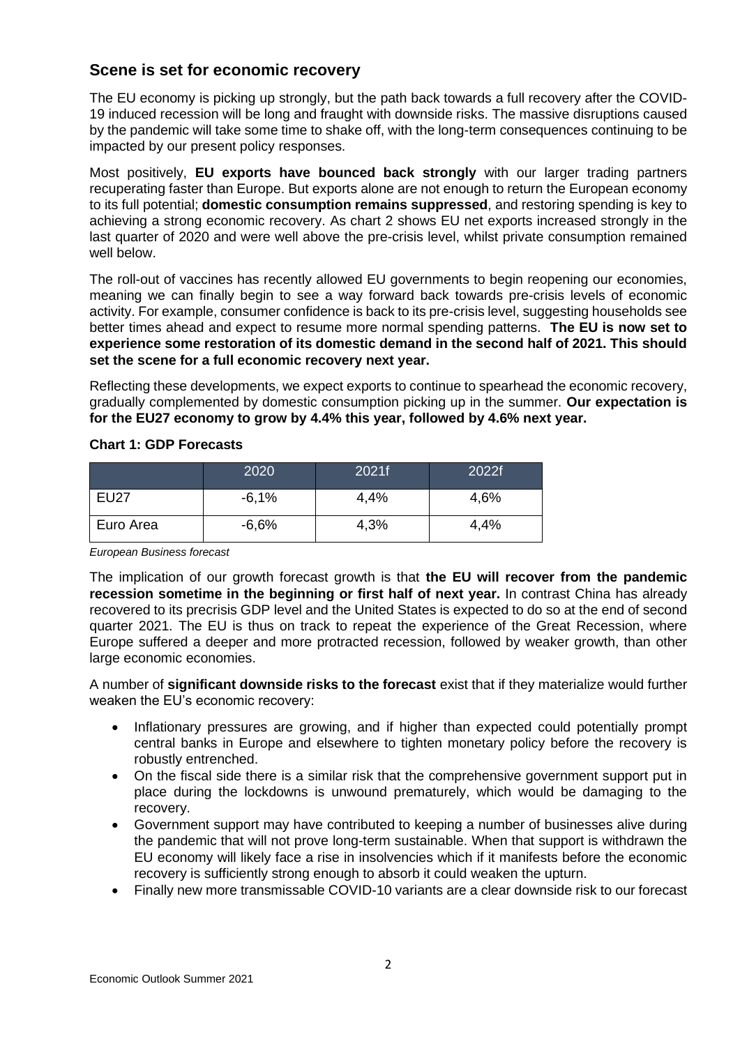## Scene is set for economic recovery

The EU economy is picking up strongly, but the path back towards a full recovery after the COVID-19 induced recession will be long and fraught with downside risks. The massive disruptions caused by the pandemic will take some time to shake off, with the long-term consequences continuing to be impacted by our present policy responses.

Most positively, **EU exports have bounced back strongly** with our larger trading partners recuperating faster than Europe. But exports alone are not enough to return the European economy to its full potential; **domestic consumption remains suppressed**, and restoring spending is key to achieving a strong economic recovery. As chart 2 shows EU net exports increased strongly in the last quarter of 2020 and were well above the pre-crisis level, whilst private consumption remained well below.

The roll-out of vaccines has recently allowed EU governments to begin reopening our economies, meaning we can finally begin to see a way forward back towards pre-crisis levels of economic activity. For example, consumer confidence is back to its pre-crisis level, suggesting households see better times ahead and expect to resume more normal spending patterns. **The EU is now set to experience some restoration of its domestic demand in the second half of 2021. This should set the scene for a full economic recovery next year.**

Reflecting these developments, we expect exports to continue to spearhead the economic recovery, gradually complemented by domestic consumption picking up in the summer. **Our expectation is for the EU27 economy to grow by 4.4% this year, followed by 4.6% next year.**

**Chart 1: GDP Forecasts**

| | 2020 | 2021f | 2022f |
|---|---|---|---|
| EU27 | -6,1% | 4,4% | 4,6% |
| Euro Area | -6,6% | 4,3% | 4,4% |

*European Business forecast*

The implication of our growth forecast growth is that **the EU will recover from the pandemic recession sometime in the beginning or first half of next year.** In contrast China has already recovered to its precrisis GDP level and the United States is expected to do so at the end of second quarter 2021. The EU is thus on track to repeat the experience of the Great Recession, where Europe suffered a deeper and more protracted recession, followed by weaker growth, than other large economic economies.

A number of **significant downside risks to the forecast** exist that if they materialize would further weaken the EU's economic recovery:

- Inflationary pressures are growing, and if higher than expected could potentially prompt central banks in Europe and elsewhere to tighten monetary policy before the recovery is robustly entrenched.
- On the fiscal side there is a similar risk that the comprehensive government support put in place during the lockdowns is unwound prematurely, which would be damaging to the recovery.
- Government support may have contributed to keeping a number of businesses alive during the pandemic that will not prove long-term sustainable. When that support is withdrawn the EU economy will likely face a rise in insolvencies which if it manifests before the economic recovery is sufficiently strong enough to absorb it could weaken the upturn.
- Finally new more transmissable COVID-10 variants are a clear downside risk to our forecast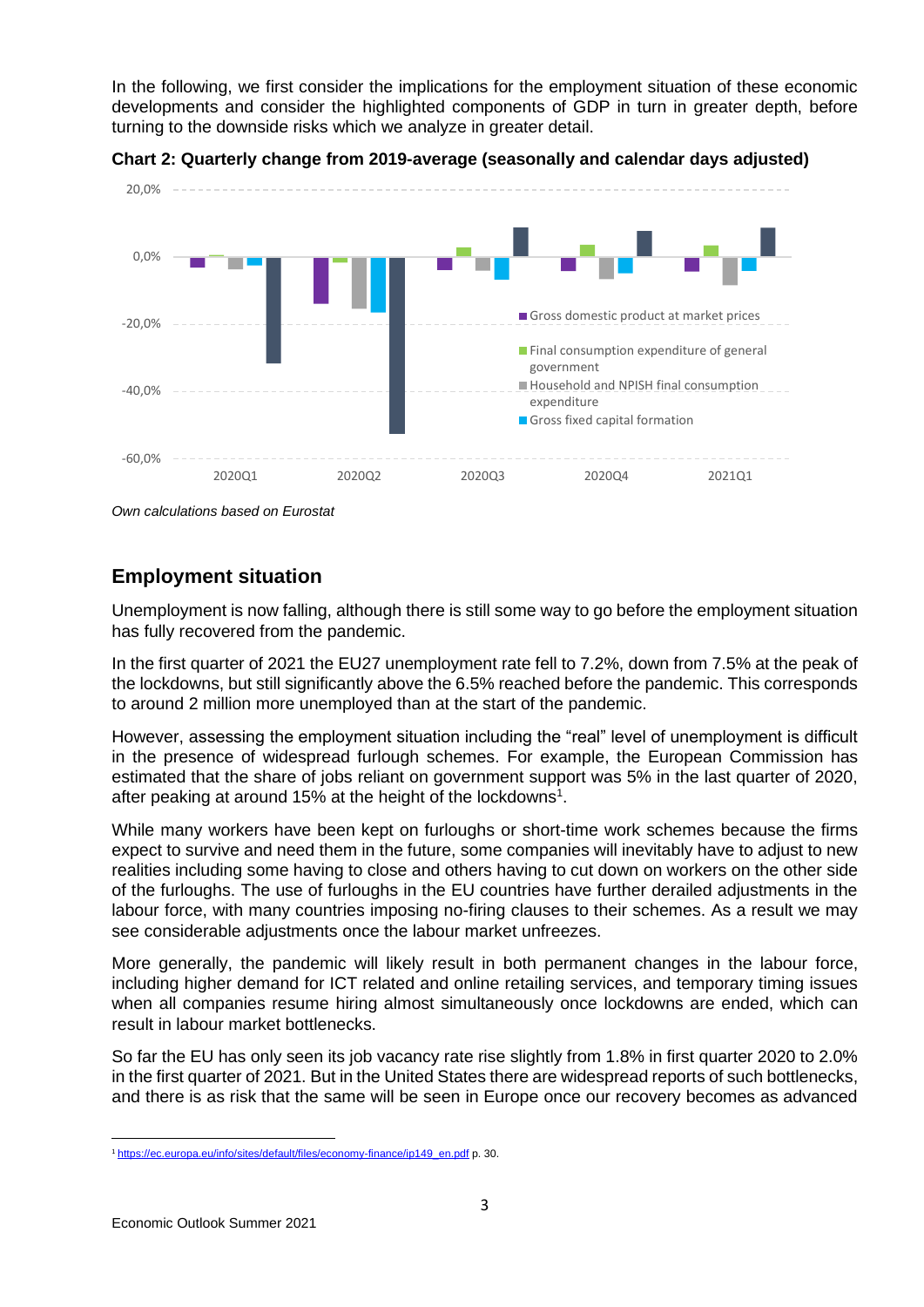In the following, we first consider the implications for the employment situation of these economic developments and consider the highlighted components of GDP in turn in greater depth, before turning to the downside risks which we analyze in greater detail.

**Chart 2: Quarterly change from 2019-average (seasonally and calendar days adjusted)**

20,0%
0,0%
-20,0%
-40,0%
-60,0%

2020Q1
2020Q2
2020Q3
2020Q4
2021Q1

Gross domestic product at market prices
Final consumption expenditure of general government
Household and NPISH final consumption expenditure
Gross fixed capital formation

*Own calculations based on Eurostat*

## Employment situation

Unemployment is now falling, although there is still some way to go before the employment situation has fully recovered from the pandemic.

In the first quarter of 2021 the EU27 unemployment rate fell to 7.2%, down from 7.5% at the peak of the lockdowns, but still significantly above the 6.5% reached before the pandemic. This corresponds to around 2 million more unemployed than at the start of the pandemic.

However, assessing the employment situation including the "real" level of unemployment is difficult in the presence of widespread furlough schemes. For example, the European Commission has estimated that the share of jobs reliant on government support was 5% in the last quarter of 2020, after peaking at around 15% at the height of the lockdowns[1].

While many workers have been kept on furloughs or short-time work schemes because the firms expect to survive and need them in the future, some companies will inevitably have to adjust to new realities including some having to close and others having to cut down on workers on the other side of the furloughs. The use of furloughs in the EU countries have further derailed adjustments in the labour force, with many countries imposing no-firing clauses to their schemes. As a result we may see considerable adjustments once the labour market unfreezes.

More generally, the pandemic will likely result in both permanent changes in the labour force, including higher demand for ICT related and online retailing services, and temporary timing issues when all companies resume hiring almost simultaneously once lockdowns are ended, which can result in labour market bottlenecks.

So far the EU has only seen its job vacancy rate rise slightly from 1.8% in first quarter 2020 to 2.0% in the first quarter of 2021. But in the United States there are widespread reports of such bottlenecks, and there is as risk that the same will be seen in Europe once our recovery becomes as advanced

[1] https://ec.europa.eu/info/sites/default/files/economy-finance/ip149_en.pdf p. 30.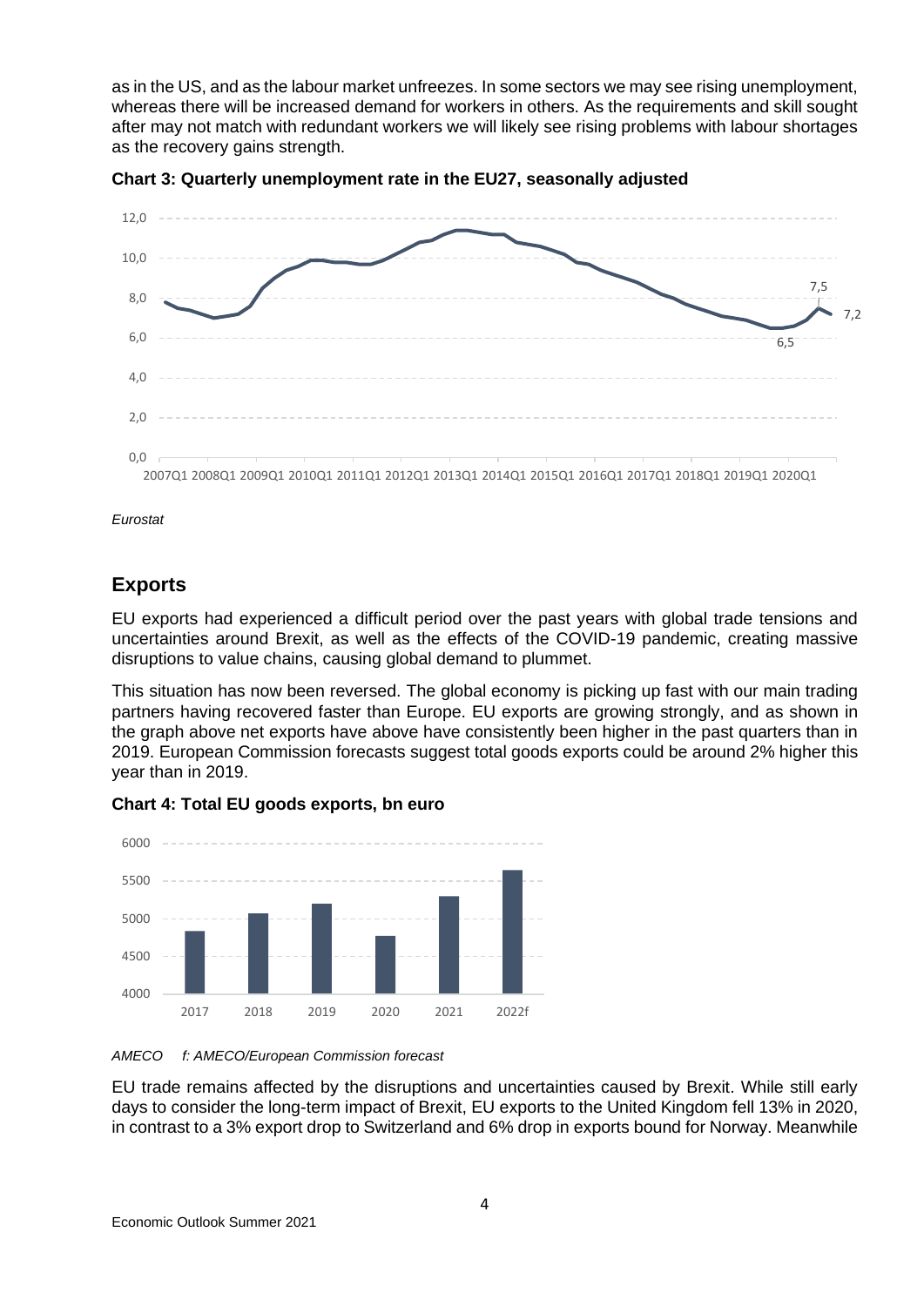as in the US, and as the labour market unfreezes. In some sectors we may see rising unemployment, whereas there will be increased demand for workers in others. As the requirements and skill sought after may not match with redundant workers we will likely see rising problems with labour shortages as the recovery gains strength.

**Chart 3: Quarterly unemployment rate in the EU27, seasonally adjusted**

12,0
10,0
8,0
6,0
4,0
2,0
0,0

7,5
7,2
6,5

2007Q1 2008Q1 2009Q1 2010Q1 2011Q1 2012Q1 2013Q1 2014Q1 2015Q1 2016Q1 2017Q1 2018Q1 2019Q1 2020Q1

*Eurostat*

## Exports

EU exports had experienced a difficult period over the past years with global trade tensions and uncertainties around Brexit, as well as the effects of the COVID-19 pandemic, creating massive disruptions to value chains, causing global demand to plummet.

This situation has now been reversed. The global economy is picking up fast with our main trading partners having recovered faster than Europe. EU exports are growing strongly, and as shown in the graph above net exports have above have consistently been higher in the past quarters than in 2019. European Commission forecasts suggest total goods exports could be around 2% higher this year than in 2019.

**Chart 4: Total EU goods exports, bn euro**

6000
5500
5000
4500
4000

2017 2018 2019 2020 2021 2022f

*AMECO f: AMECO/European Commission forecast*

EU trade remains affected by the disruptions and uncertainties caused by Brexit. While still early days to consider the long-term impact of Brexit, EU exports to the United Kingdom fell 13% in 2020, in contrast to a 3% export drop to Switzerland and 6% drop in exports bound for Norway. Meanwhile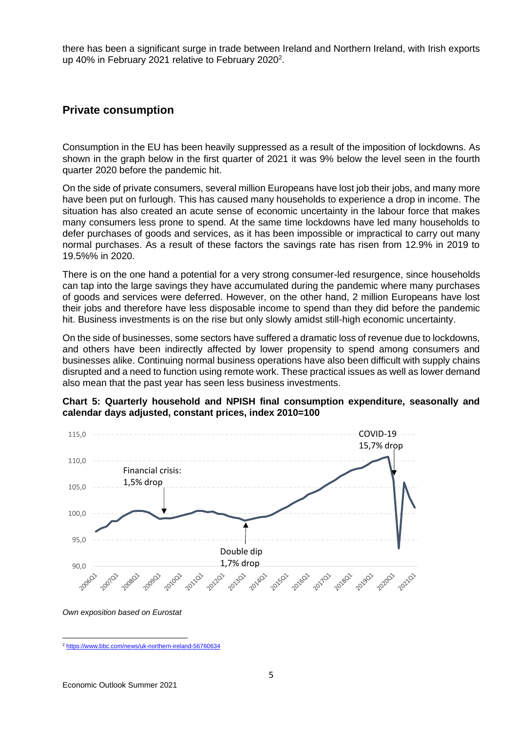there has been a significant surge in trade between Ireland and Northern Ireland, with Irish exports up 40% in February 2021 relative to February 2020[2].

## Private consumption

Consumption in the EU has been heavily suppressed as a result of the imposition of lockdowns. As shown in the graph below in the first quarter of 2021 it was 9% below the level seen in the fourth quarter 2020 before the pandemic hit.

On the side of private consumers, several million Europeans have lost job their jobs, and many more have been put on furlough. This has caused many households to experience a drop in income. The situation has also created an acute sense of economic uncertainty in the labour force that makes many consumers less prone to spend. At the same time lockdowns have led many households to defer purchases of goods and services, as it has been impossible or impractical to carry out many normal purchases. As a result of these factors the savings rate has risen from 12.9% in 2019 to 19.5%% in 2020.

There is on the one hand a potential for a very strong consumer-led resurgence, since households can tap into the large savings they have accumulated during the pandemic where many purchases of goods and services were deferred. However, on the other hand, 2 million Europeans have lost their jobs and therefore have less disposable income to spend than they did before the pandemic hit. Business investments is on the rise but only slowly amidst still-high economic uncertainty.

On the side of businesses, some sectors have suffered a dramatic loss of revenue due to lockdowns, and others have been indirectly affected by lower propensity to spend among consumers and businesses alike. Continuing normal business operations have also been difficult with supply chains disrupted and a need to function using remote work. These practical issues as well as lower demand also mean that the past year has seen less business investments.

**Chart 5: Quarterly household and NPISH final consumption expenditure, seasonally and calendar days adjusted, constant prices, index 2010=100**

115,0
110,0
105,0
100,0
95,0
90,0

COVID-19
15,7% drop

Financial crisis:
1,5% drop

Double dip
1,7% drop

2006Q1 2007Q1 2008Q1 2009Q1 2010Q1 2011Q1 2012Q1 2013Q1 2014Q1 2015Q1 2016Q1 2017Q1 2018Q1 2019Q1 2020Q1 2021Q1

*Own exposition based on Eurostat*

---

[2] https://www.bbc.com/news/uk-northern-ireland-56760634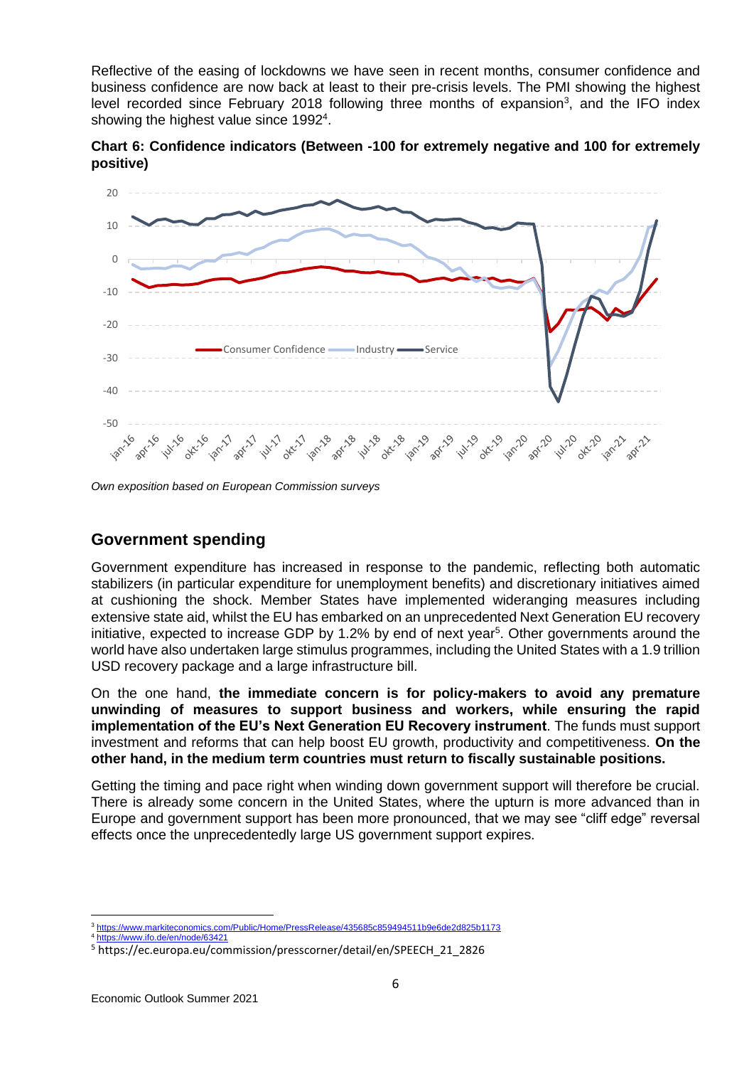Reflective of the easing of lockdowns we have seen in recent months, consumer confidence and business confidence are now back at least to their pre-crisis levels. The PMI showing the highest level recorded since February 2018 following three months of expansion[3], and the IFO index showing the highest value since 1992[4].

**Chart 6: Confidence indicators (Between -100 for extremely negative and 100 for extremely positive)**

20
10
0
-10
-20
-30
-40
-50

Consumer Confidence
Industry
Service

jan-16 apr-16 jul-16 okt-16 jan-17 apr-17 jul-17 okt-17 jan-18 apr-18 jul-18 okt-18 jan-19 apr-19 jul-19 okt-19 jan-20 apr-20 jul-20 okt-20 jan-21 apr-21

*Own exposition based on European Commission surveys*

## Government spending

Government expenditure has increased in response to the pandemic, reflecting both automatic stabilizers (in particular expenditure for unemployment benefits) and discretionary initiatives aimed at cushioning the shock. Member States have implemented wideranging measures including extensive state aid, whilst the EU has embarked on an unprecedented Next Generation EU recovery initiative, expected to increase GDP by 1.2% by end of next year[5]. Other governments around the world have also undertaken large stimulus programmes, including the United States with a 1.9 trillion USD recovery package and a large infrastructure bill.

On the one hand, **the immediate concern is for policy-makers to avoid any premature unwinding of measures to support business and workers, while ensuring the rapid implementation of the EU's Next Generation EU Recovery instrument**. The funds must support investment and reforms that can help boost EU growth, productivity and competitiveness. **On the other hand, in the medium term countries must return to fiscally sustainable positions.**

Getting the timing and pace right when winding down government support will therefore be crucial. There is already some concern in the United States, where the upturn is more advanced than in Europe and government support has been more pronounced, that we may see "cliff edge" reversal effects once the unprecedentedly large US government support expires.

[3] https://www.markiteconomics.com/Public/Home/PressRelease/435685c859494511b9e6de2d825b1173
[4] https://www.ifo.de/en/node/63421
[5] https://ec.europa.eu/commission/presscorner/detail/en/SPEECH_21_2826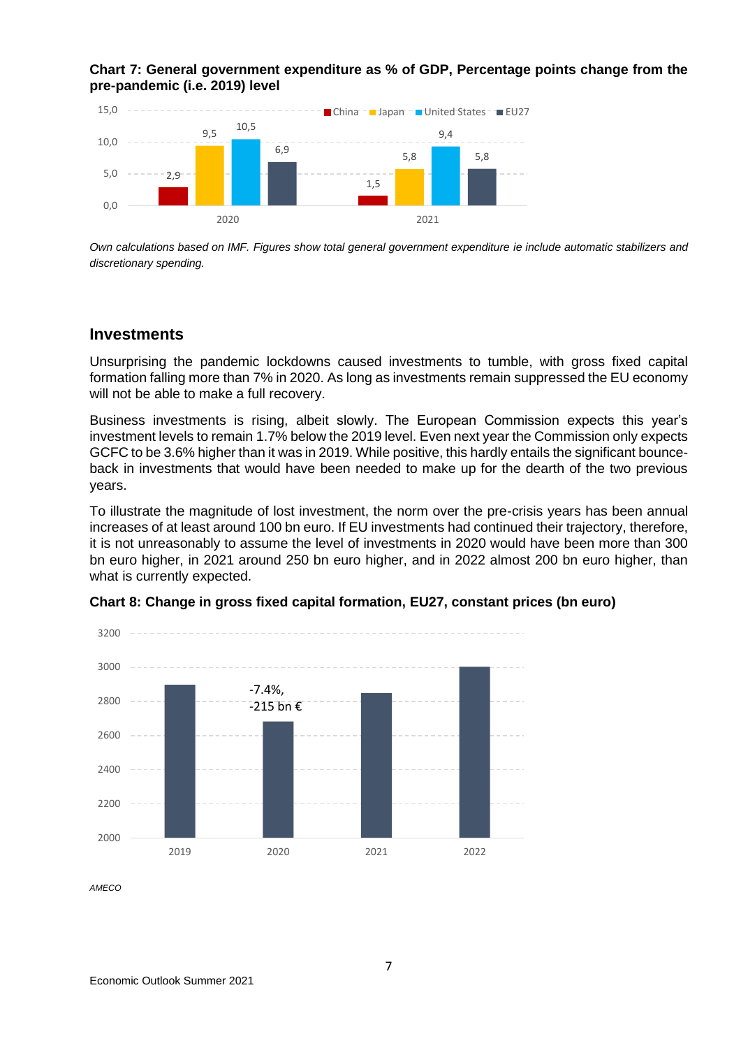**Chart 7: General government expenditure as % of GDP, Percentage points change from the pre-pandemic (i.e. 2019) level**

15,0
10,0
5,0
0,0

China Japan United States EU27

2,9
9,5
10,5
6,9
1,5
5,8
9,4
5,8

2020
2021

*Own calculations based on IMF. Figures show total general government expenditure ie include automatic stabilizers and discretionary spending.*

## Investments

Unsurprising the pandemic lockdowns caused investments to tumble, with gross fixed capital formation falling more than 7% in 2020. As long as investments remain suppressed the EU economy will not be able to make a full recovery.

Business investments is rising, albeit slowly. The European Commission expects this year's investment levels to remain 1.7% below the 2019 level. Even next year the Commission only expects GCFC to be 3.6% higher than it was in 2019. While positive, this hardly entails the significant bounce-back in investments that would have been needed to make up for the dearth of the two previous years.

To illustrate the magnitude of lost investment, the norm over the pre-crisis years has been annual increases of at least around 100 bn euro. If EU investments had continued their trajectory, therefore, it is not unreasonably to assume the level of investments in 2020 would have been more than 300 bn euro higher, in 2021 around 250 bn euro higher, and in 2022 almost 200 bn euro higher, than what is currently expected.

**Chart 8: Change in gross fixed capital formation, EU27, constant prices (bn euro)**

3200
3000
2800
2600
2400
2200
2000

-7.4%,
-215 bn €

2019
2020
2021
2022

*AMECO*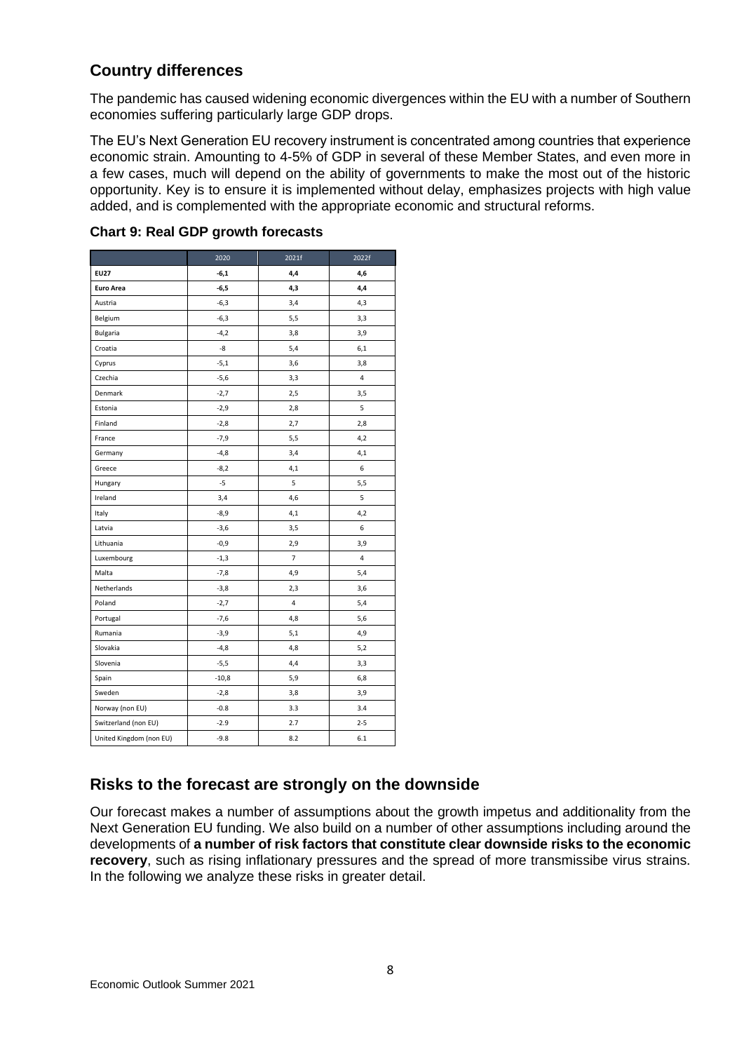## Country differences

The pandemic has caused widening economic divergences within the EU with a number of Southern economies suffering particularly large GDP drops.

The EU's Next Generation EU recovery instrument is concentrated among countries that experience economic strain. Amounting to 4-5% of GDP in several of these Member States, and even more in a few cases, much will depend on the ability of governments to make the most out of the historic opportunity. Key is to ensure it is implemented without delay, emphasizes projects with high value added, and is complemented with the appropriate economic and structural reforms.

**Chart 9: Real GDP growth forecasts**

| | 2020 | 2021f | 2022f |
|---|---|---|---|
| **EU27** | **-6,1** | **4,4** | **4,6** |
| **Euro Area** | **-6,5** | **4,3** | **4,4** |
| Austria | -6,3 | 3,4 | 4,3 |
| Belgium | -6,3 | 5,5 | 3,3 |
| Bulgaria | -4,2 | 3,8 | 3,9 |
| Croatia | -8 | 5,4 | 6,1 |
| Cyprus | -5,1 | 3,6 | 3,8 |
| Czechia | -5,6 | 3,3 | 4 |
| Denmark | -2,7 | 2,5 | 3,5 |
| Estonia | -2,9 | 2,8 | 5 |
| Finland | -2,8 | 2,7 | 2,8 |
| France | -7,9 | 5,5 | 4,2 |
| Germany | -4,8 | 3,4 | 4,1 |
| Greece | -8,2 | 4,1 | 6 |
| Hungary | -5 | 5 | 5,5 |
| Ireland | 3,4 | 4,6 | 5 |
| Italy | -8,9 | 4,1 | 4,2 |
| Latvia | -3,6 | 3,5 | 6 |
| Lithuania | -0,9 | 2,9 | 3,9 |
| Luxembourg | -1,3 | 7 | 4 |
| Malta | -7,8 | 4,9 | 5,4 |
| Netherlands | -3,8 | 2,3 | 3,6 |
| Poland | -2,7 | 4 | 5,4 |
| Portugal | -7,6 | 4,8 | 5,6 |
| Rumania | -3,9 | 5,1 | 4,9 |
| Slovakia | -4,8 | 4,8 | 5,2 |
| Slovenia | -5,5 | 4,4 | 3,3 |
| Spain | -10,8 | 5,9 | 6,8 |
| Sweden | -2,8 | 3,8 | 3,9 |
| Norway (non EU) | -0.8 | 3.3 | 3.4 |
| Switzerland (non EU) | -2.9 | 2.7 | 2-5 |
| United Kingdom (non EU) | -9.8 | 8.2 | 6.1 |

## Risks to the forecast are strongly on the downside

Our forecast makes a number of assumptions about the growth impetus and additionality from the Next Generation EU funding. We also build on a number of other assumptions including around the developments of **a number of risk factors that constitute clear downside risks to the economic recovery**, such as rising inflationary pressures and the spread of more transmissibe virus strains. In the following we analyze these risks in greater detail.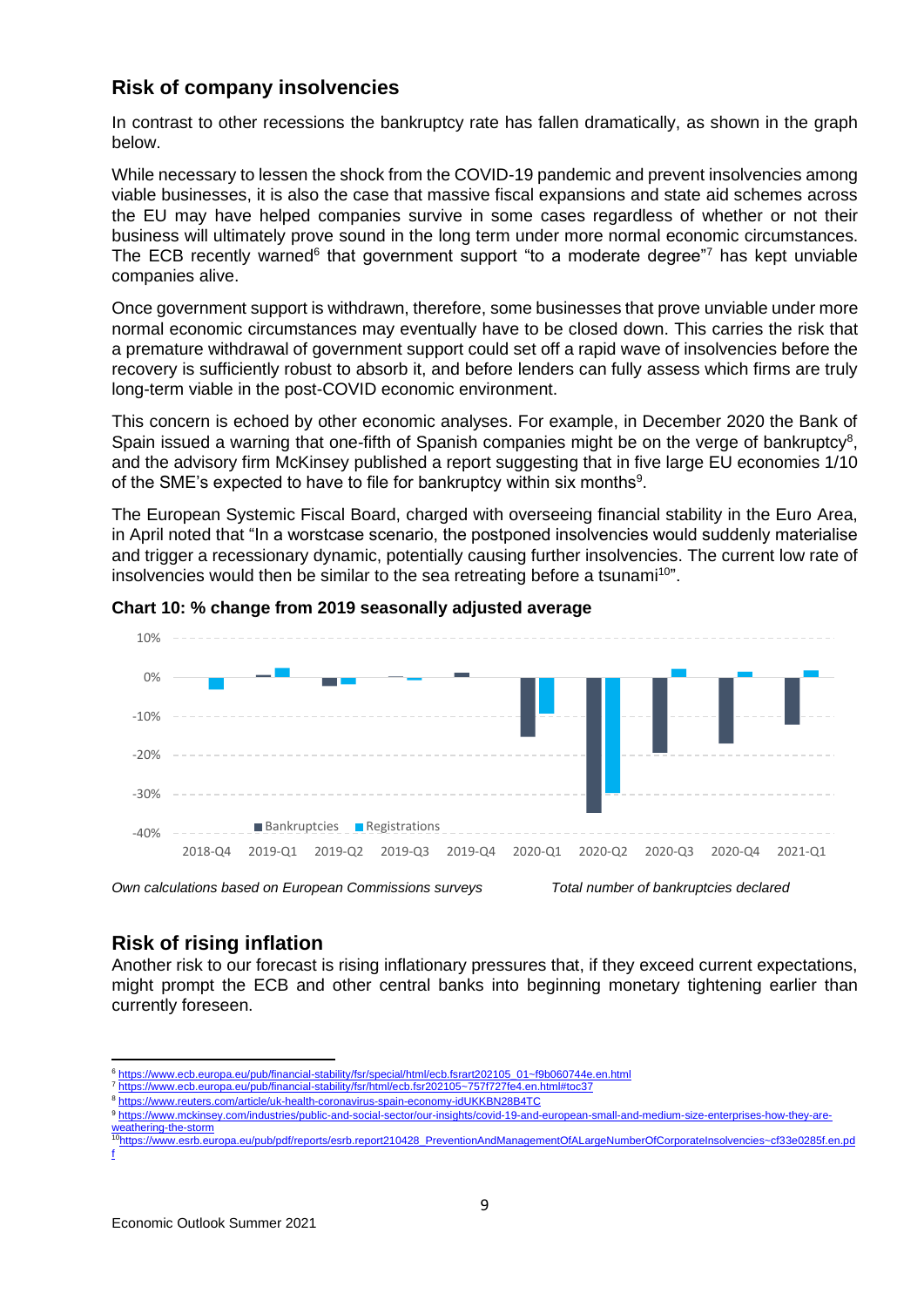## Risk of company insolvencies

In contrast to other recessions the bankruptcy rate has fallen dramatically, as shown in the graph below.

While necessary to lessen the shock from the COVID-19 pandemic and prevent insolvencies among viable businesses, it is also the case that massive fiscal expansions and state aid schemes across the EU may have helped companies survive in some cases regardless of whether or not their business will ultimately prove sound in the long term under more normal economic circumstances. The ECB recently warned[6] that government support "to a moderate degree"[7] has kept unviable companies alive.

Once government support is withdrawn, therefore, some businesses that prove unviable under more normal economic circumstances may eventually have to be closed down. This carries the risk that a premature withdrawal of government support could set off a rapid wave of insolvencies before the recovery is sufficiently robust to absorb it, and before lenders can fully assess which firms are truly long-term viable in the post-COVID economic environment.

This concern is echoed by other economic analyses. For example, in December 2020 the Bank of Spain issued a warning that one-fifth of Spanish companies might be on the verge of bankruptcy[8], and the advisory firm McKinsey published a report suggesting that in five large EU economies 1/10 of the SME's expected to have to file for bankruptcy within six months[9].

The European Systemic Fiscal Board, charged with overseeing financial stability in the Euro Area, in April noted that "In a worstcase scenario, the postponed insolvencies would suddenly materialise and trigger a recessionary dynamic, potentially causing further insolvencies. The current low rate of insolvencies would then be similar to the sea retreating before a tsunami[10]".

**Chart 10: % change from 2019 seasonally adjusted average**

10%
0%
-10%
-20%
-30%
-40%

Bankruptcies
Registrations

2018-Q4 2019-Q1 2019-Q2 2019-Q3 2019-Q4 2020-Q1 2020-Q2 2020-Q3 2020-Q4 2021-Q1

*Own calculations based on European Commissions surveys* *Total number of bankruptcies declared*

## Risk of rising inflation

Another risk to our forecast is rising inflationary pressures that, if they exceed current expectations, might prompt the ECB and other central banks into beginning monetary tightening earlier than currently foreseen.

---

[6] https://www.ecb.europa.eu/pub/financial-stability/fsr/special/html/ecb.fsrart202105_01~f9b060744e.en.html
[7] https://www.ecb.europa.eu/pub/financial-stability/fsr/html/ecb.fsr202105~757f727fe4.en.html#toc37
[8] https://www.reuters.com/article/uk-health-coronavirus-spain-economy-idUKKBN28B4TC
[9] https://www.mckinsey.com/industries/public-and-social-sector/our-insights/covid-19-and-european-small-and-medium-size-enterprises-how-they-are-weathering-the-storm
[10] https://www.esrb.europa.eu/pub/pdf/reports/esrb.report210428_PreventionAndManagementOfALargeNumberOfCorporateInsolvencies~cf33e0285f.en.pdf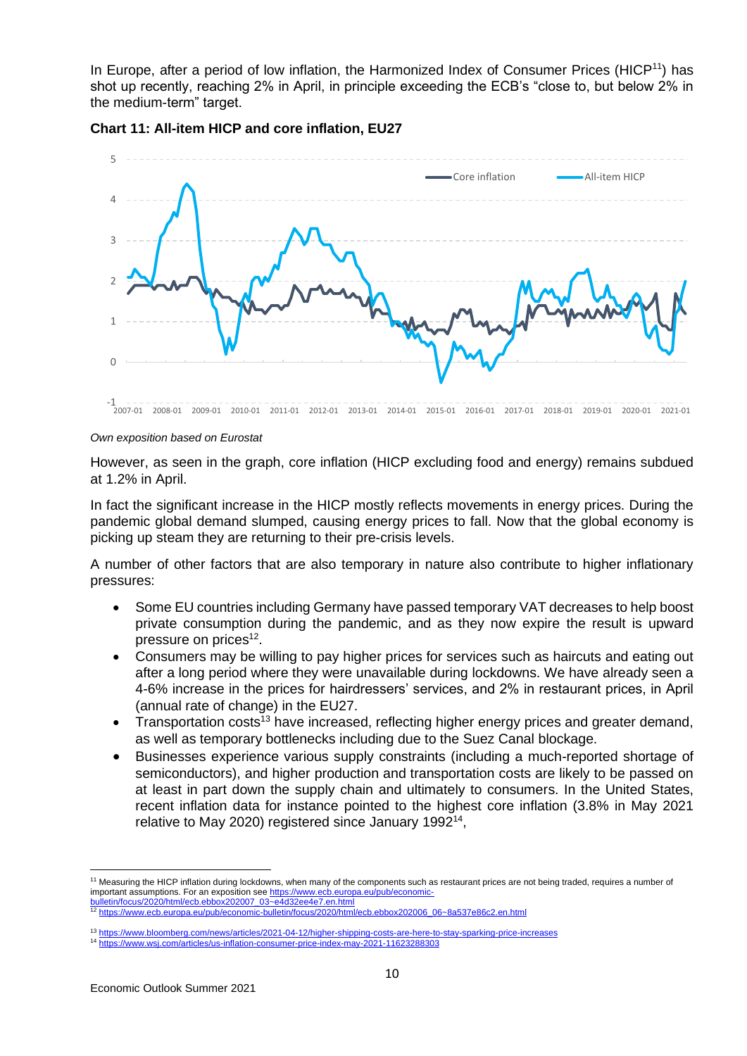In Europe, after a period of low inflation, the Harmonized Index of Consumer Prices (HICP[11]) has shot up recently, reaching 2% in April, in principle exceeding the ECB's "close to, but below 2% in the medium-term" target.

**Chart 11: All-item HICP and core inflation, EU27**

Core inflation
All-item HICP

5
4
3
2
1
0
-1

2007-01 2008-01 2009-01 2010-01 2011-01 2012-01 2013-01 2014-01 2015-01 2016-01 2017-01 2018-01 2019-01 2020-01 2021-01

*Own exposition based on Eurostat*

However, as seen in the graph, core inflation (HICP excluding food and energy) remains subdued at 1.2% in April.

In fact the significant increase in the HICP mostly reflects movements in energy prices. During the pandemic global demand slumped, causing energy prices to fall. Now that the global economy is picking up steam they are returning to their pre-crisis levels.

A number of other factors that are also temporary in nature also contribute to higher inflationary pressures:

- Some EU countries including Germany have passed temporary VAT decreases to help boost private consumption during the pandemic, and as they now expire the result is upward pressure on prices[12].
- Consumers may be willing to pay higher prices for services such as haircuts and eating out after a long period where they were unavailable during lockdowns. We have already seen a 4-6% increase in the prices for hairdressers' services, and 2% in restaurant prices, in April (annual rate of change) in the EU27.
- Transportation costs[13] have increased, reflecting higher energy prices and greater demand, as well as temporary bottlenecks including due to the Suez Canal blockage.
- Businesses experience various supply constraints (including a much-reported shortage of semiconductors), and higher production and transportation costs are likely to be passed on at least in part down the supply chain and ultimately to consumers. In the United States, recent inflation data for instance pointed to the highest core inflation (3.8% in May 2021 relative to May 2020) registered since January 1992[14],

---

[11] Measuring the HICP inflation during lockdowns, when many of the components such as restaurant prices are not being traded, requires a number of important assumptions. For an exposition see https://www.ecb.europa.eu/pub/economic-bulletin/focus/2020/html/ecb.ebbox202007_03~e4d32ee4e7.en.html

[12] https://www.ecb.europa.eu/pub/economic-bulletin/focus/2020/html/ecb.ebbox202006_06~8a537e86c2.en.html

[13] https://www.bloomberg.com/news/articles/2021-04-12/higher-shipping-costs-are-here-to-stay-sparking-price-increases

[14] https://www.wsj.com/articles/us-inflation-consumer-price-index-may-2021-11623288303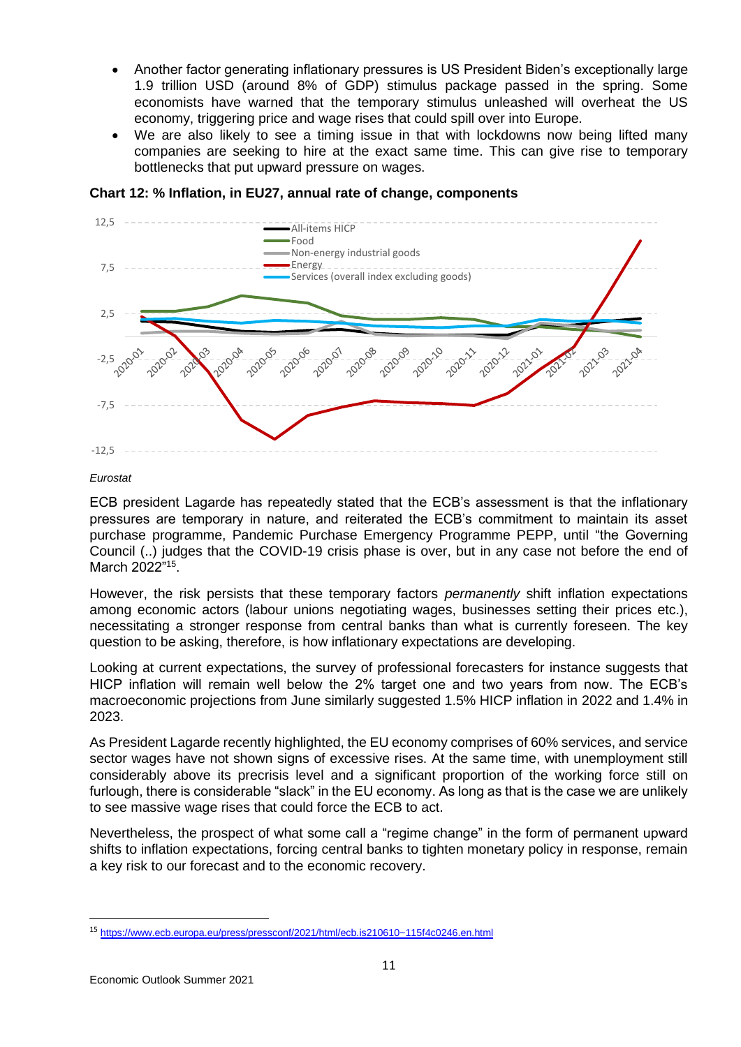- Another factor generating inflationary pressures is US President Biden's exceptionally large 1.9 trillion USD (around 8% of GDP) stimulus package passed in the spring. Some economists have warned that the temporary stimulus unleashed will overheat the US economy, triggering price and wage rises that could spill over into Europe.
- We are also likely to see a timing issue in that with lockdowns now being lifted many companies are seeking to hire at the exact same time. This can give rise to temporary bottlenecks that put upward pressure on wages.

**Chart 12: % Inflation, in EU27, annual rate of change, components**

12,5
7,5
2,5
-2,5
-7,5
-12,5

All-items HICP
Food
Non-energy industrial goods
Energy
Services (overall index excluding goods)

2020-01 2020-02 2020-03 2020-04 2020-05 2020-06 2020-07 2020-08 2020-09 2020-10 2020-11 2020-12 2021-01 2021-02 2021-03 2021-04

*Eurostat*

ECB president Lagarde has repeatedly stated that the ECB's assessment is that the inflationary pressures are temporary in nature, and reiterated the ECB's commitment to maintain its asset purchase programme, Pandemic Purchase Emergency Programme PEPP, until "the Governing Council (..) judges that the COVID-19 crisis phase is over, but in any case not before the end of March 2022"[15].

However, the risk persists that these temporary factors *permanently* shift inflation expectations among economic actors (labour unions negotiating wages, businesses setting their prices etc.), necessitating a stronger response from central banks than what is currently foreseen. The key question to be asking, therefore, is how inflationary expectations are developing.

Looking at current expectations, the survey of professional forecasters for instance suggests that HICP inflation will remain well below the 2% target one and two years from now. The ECB's macroeconomic projections from June similarly suggested 1.5% HICP inflation in 2022 and 1.4% in 2023.

As President Lagarde recently highlighted, the EU economy comprises of 60% services, and service sector wages have not shown signs of excessive rises. At the same time, with unemployment still considerably above its precrisis level and a significant proportion of the working force still on furlough, there is considerable "slack" in the EU economy. As long as that is the case we are unlikely to see massive wage rises that could force the ECB to act.

Nevertheless, the prospect of what some call a "regime change" in the form of permanent upward shifts to inflation expectations, forcing central banks to tighten monetary policy in response, remain a key risk to our forecast and to the economic recovery.

[15] https://www.ecb.europa.eu/press/pressconf/2021/html/ecb.is210610~115f4c0246.en.html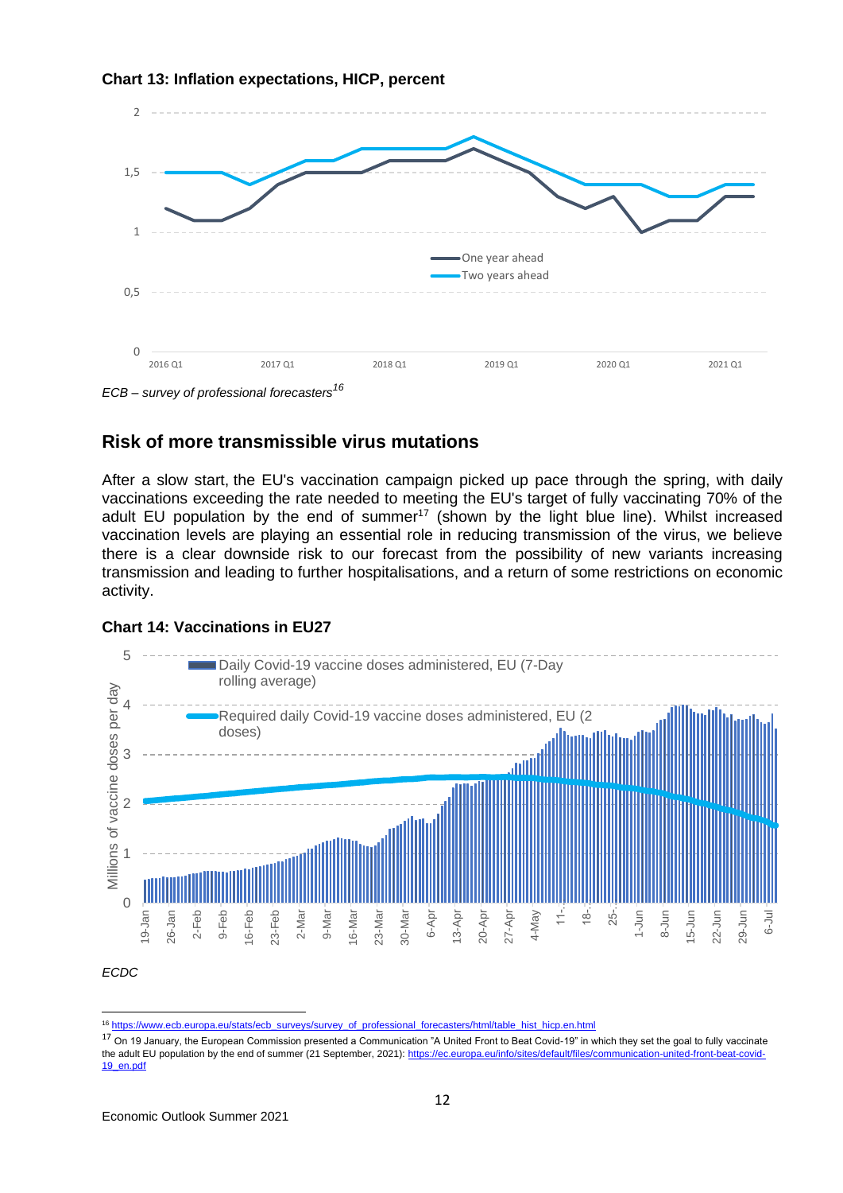**Chart 13: Inflation expectations, HICP, percent**

2
1,5
1
0,5
0
2016 Q1
2017 Q1
2018 Q1
2019 Q1
2020 Q1
2021 Q1

One year ahead
Two years ahead

*ECB – survey of professional forecasters*[16]

## Risk of more transmissible virus mutations

After a slow start, the EU's vaccination campaign picked up pace through the spring, with daily vaccinations exceeding the rate needed to meeting the EU's target of fully vaccinating 70% of the adult EU population by the end of summer[17] (shown by the light blue line). Whilst increased vaccination levels are playing an essential role in reducing transmission of the virus, we believe there is a clear downside risk to our forecast from the possibility of new variants increasing transmission and leading to further hospitalisations, and a return of some restrictions on economic activity.

**Chart 14: Vaccinations in EU27**

Millions of vaccine doses per day
5
4
3
2
1
0

Daily Covid-19 vaccine doses administered, EU (7-Day rolling average)
Required daily Covid-19 vaccine doses administered, EU (2 doses)

19-Jan
26-Jan
2-Feb
9-Feb
16-Feb
23-Feb
2-Mar
9-Mar
16-Mar
23-Mar
30-Mar
6-Apr
13-Apr
20-Apr
27-Apr
4-May
11-..
18-..
25-..
1-Jun
8-Jun
15-Jun
22-Jun
29-Jun
6-Jul

*ECDC*

---

[16] https://www.ecb.europa.eu/stats/ecb_surveys/survey_of_professional_forecasters/html/table_hist_hicp.en.html

[17] On 19 January, the European Commission presented a Communication "A United Front to Beat Covid-19" in which they set the goal to fully vaccinate the adult EU population by the end of summer (21 September, 2021): https://ec.europa.eu/info/sites/default/files/communication-united-front-beat-covid-19_en.pdf

Economic Outlook Summer 2021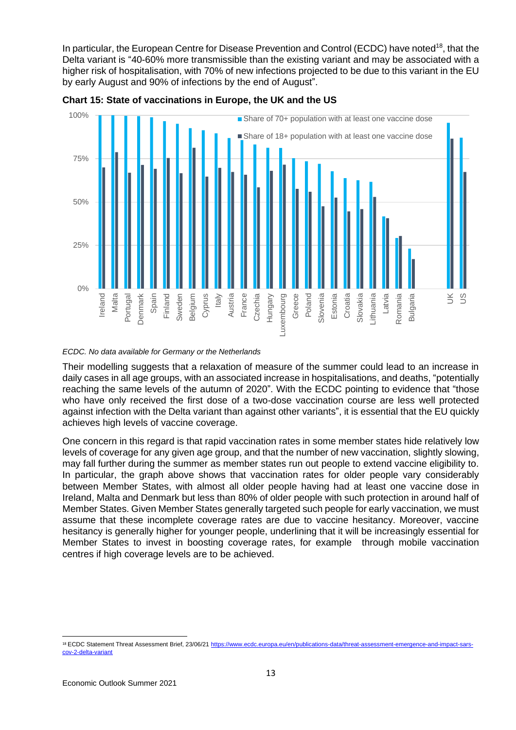In particular, the European Centre for Disease Prevention and Control (ECDC) have noted[18], that the Delta variant is "40-60% more transmissible than the existing variant and may be associated with a higher risk of hospitalisation, with 70% of new infections projected to be due to this variant in the EU by early August and 90% of infections by the end of August".

**Chart 15: State of vaccinations in Europe, the UK and the US**

100%
75%
50%
25%
0%

Share of 70+ population with at least one vaccine dose
Share of 18+ population with at least one vaccine dose

Ireland, Malta, Portugal, Denmark, Spain, Finland, Sweden, Belgium, Cyprus, Italy, Austria, France, Czechia, Hungary, Luxembourg, Greece, Poland, Slovenia, Estonia, Croatia, Slovakia, Lithuania, Latvia, Romania, Bulgaria, UK, US

*ECDC. No data available for Germany or the Netherlands*

Their modelling suggests that a relaxation of measure of the summer could lead to an increase in daily cases in all age groups, with an associated increase in hospitalisations, and deaths, "potentially reaching the same levels of the autumn of 2020". With the ECDC pointing to evidence that "those who have only received the first dose of a two-dose vaccination course are less well protected against infection with the Delta variant than against other variants", it is essential that the EU quickly achieves high levels of vaccine coverage.

One concern in this regard is that rapid vaccination rates in some member states hide relatively low levels of coverage for any given age group, and that the number of new vaccination, slightly slowing, may fall further during the summer as member states run out people to extend vaccine eligibility to. In particular, the graph above shows that vaccination rates for older people vary considerably between Member States, with almost all older people having had at least one vaccine dose in Ireland, Malta and Denmark but less than 80% of older people with such protection in around half of Member States. Given Member States generally targeted such people for early vaccination, we must assume that these incomplete coverage rates are due to vaccine hesitancy. Moreover, vaccine hesitancy is generally higher for younger people, underlining that it will be increasingly essential for Member States to invest in boosting coverage rates, for example through mobile vaccination centres if high coverage levels are to be achieved.

[18] ECDC Statement Threat Assessment Brief, 23/06/21 https://www.ecdc.europa.eu/en/publications-data/threat-assessment-emergence-and-impact-sars-cov-2-delta-variant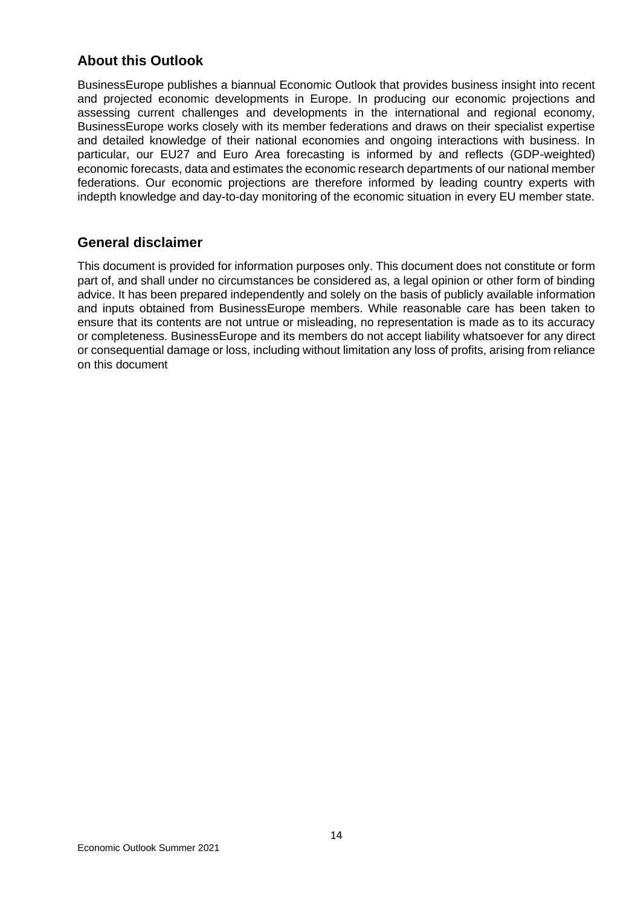## About this Outlook

BusinessEurope publishes a biannual Economic Outlook that provides business insight into recent and projected economic developments in Europe. In producing our economic projections and assessing current challenges and developments in the international and regional economy, BusinessEurope works closely with its member federations and draws on their specialist expertise and detailed knowledge of their national economies and ongoing interactions with business. In particular, our EU27 and Euro Area forecasting is informed by and reflects (GDP-weighted) economic forecasts, data and estimates the economic research departments of our national member federations. Our economic projections are therefore informed by leading country experts with indepth knowledge and day-to-day monitoring of the economic situation in every EU member state.

## General disclaimer

This document is provided for information purposes only. This document does not constitute or form part of, and shall under no circumstances be considered as, a legal opinion or other form of binding advice. It has been prepared independently and solely on the basis of publicly available information and inputs obtained from BusinessEurope members. While reasonable care has been taken to ensure that its contents are not untrue or misleading, no representation is made as to its accuracy or completeness. BusinessEurope and its members do not accept liability whatsoever for any direct or consequential damage or loss, including without limitation any loss of profits, arising from reliance on this document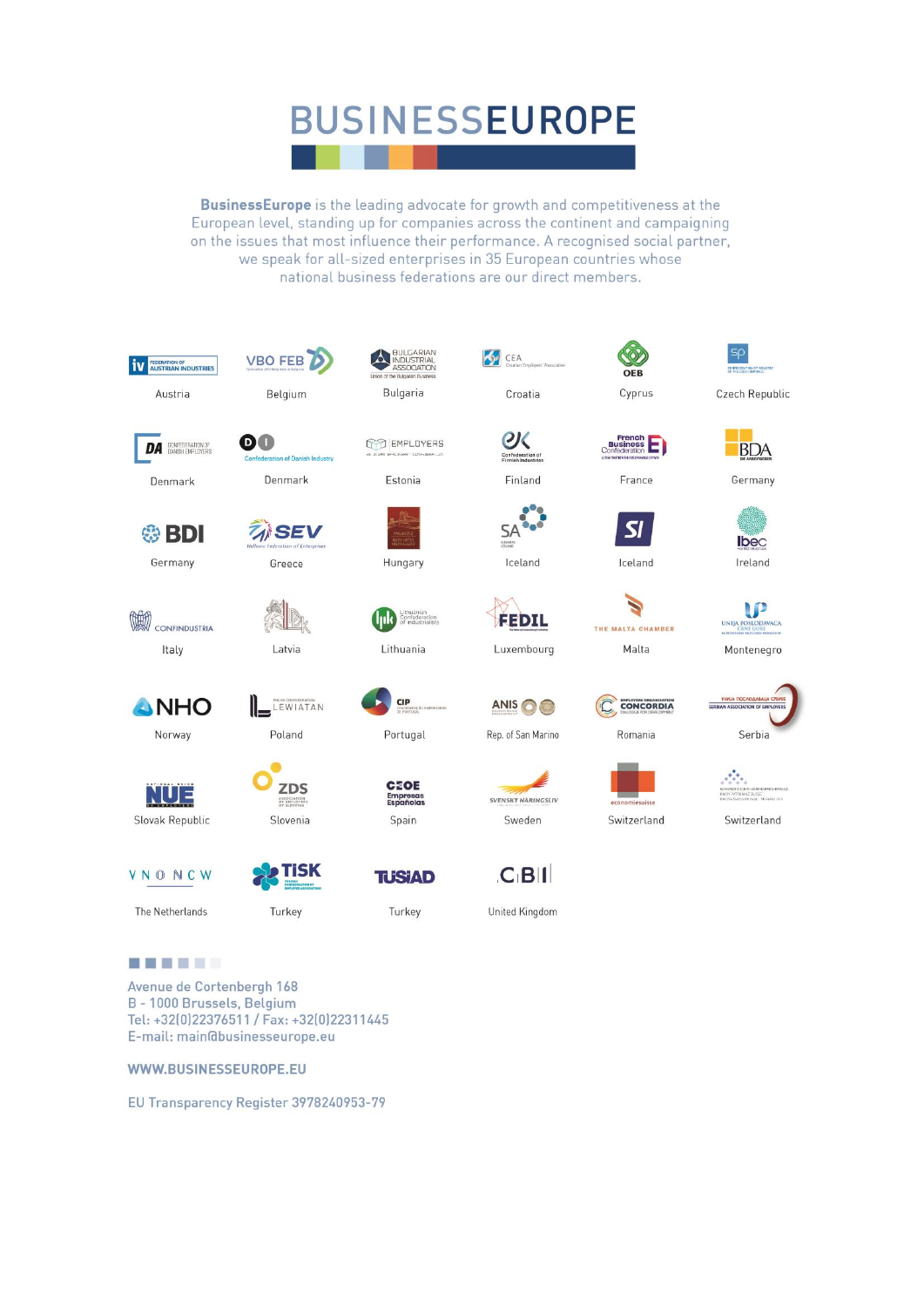# BUSINESSEUROPE

**BusinessEurope** is the leading advocate for growth and competitiveness at the European level, standing up for companies across the continent and campaigning on the issues that most influence their performance. A recognised social partner, we speak for all-sized enterprises in 35 European countries whose national business federations are our direct members.

| | | | | | |
|---|---|---|---|---|---|
| Austria | Belgium | Bulgaria | Croatia | Cyprus | Czech Republic |
| Denmark | Denmark | Estonia | Finland | France | Germany |
| Germany | Greece | Hungary | Iceland | Iceland | Ireland |
| Italy | Latvia | Lithuania | Luxembourg | Malta | Montenegro |
| Norway | Poland | Portugal | Rep. of San Marino | Romania | Serbia |
| Slovak Republic | Slovenia | Spain | Sweden | Switzerland | Switzerland |
| The Netherlands | Turkey | Turkey | United Kingdom | | |

Avenue de Cortenbergh 168
B - 1000 Brussels, Belgium
Tel: +32(0)22376511 / Fax: +32(0)22311445
E-mail: main@businesseurope.eu

WWW.BUSINESSEUROPE.EU

EU Transparency Register 3978240953-79